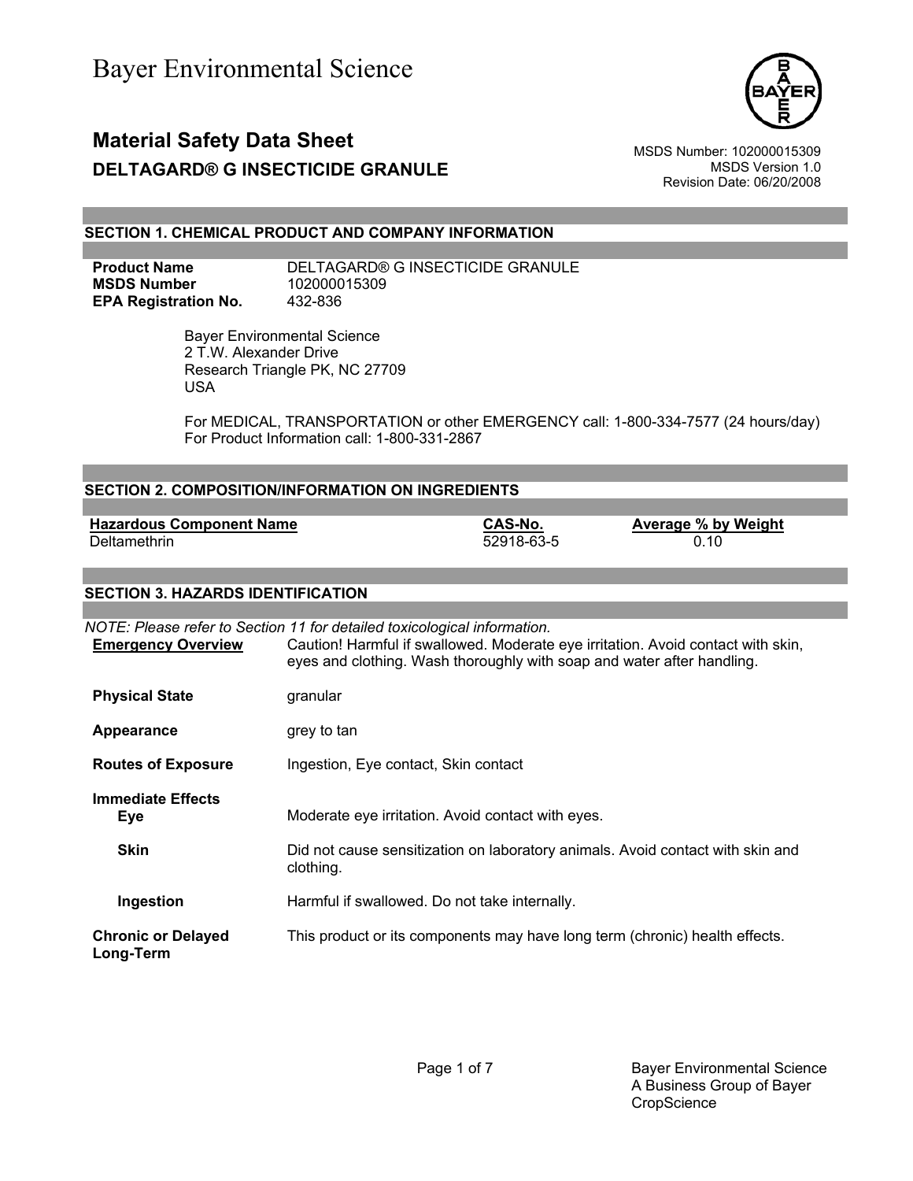# Bayer Environmental Science

## Material Safety Data Sheet

### DELTAGARD® G INSECTICIDE GRANULE

MSDS Number: 102000015309
MSDS Version 1.0
Revision Date: 06/20/2008

## SECTION 1. CHEMICAL PRODUCT AND COMPANY INFORMATION

**Product Name** DELTAGARD® G INSECTICIDE GRANULE
**MSDS Number** 102000015309
**EPA Registration No.** 432-836

Bayer Environmental Science
2 T.W. Alexander Drive
Research Triangle PK, NC 27709
USA

For MEDICAL, TRANSPORTATION or other EMERGENCY call: 1-800-334-7577 (24 hours/day)
For Product Information call: 1-800-331-2867

## SECTION 2. COMPOSITION/INFORMATION ON INGREDIENTS

| Hazardous Component Name | CAS-No. | Average % by Weight |
|---|---|---|
| Deltamethrin | 52918-63-5 | 0.10 |

## SECTION 3. HAZARDS IDENTIFICATION

*NOTE: Please refer to Section 11 for detailed toxicological information.*

**Emergency Overview** Caution! Harmful if swallowed. Moderate eye irritation. Avoid contact with skin, eyes and clothing. Wash thoroughly with soap and water after handling.

**Physical State** granular

**Appearance** grey to tan

**Routes of Exposure** Ingestion, Eye contact, Skin contact

**Immediate Effects**

**Eye** Moderate eye irritation. Avoid contact with eyes.

**Skin** Did not cause sensitization on laboratory animals. Avoid contact with skin and clothing.

**Ingestion** Harmful if swallowed. Do not take internally.

**Chronic or Delayed Long-Term** This product or its components may have long term (chronic) health effects.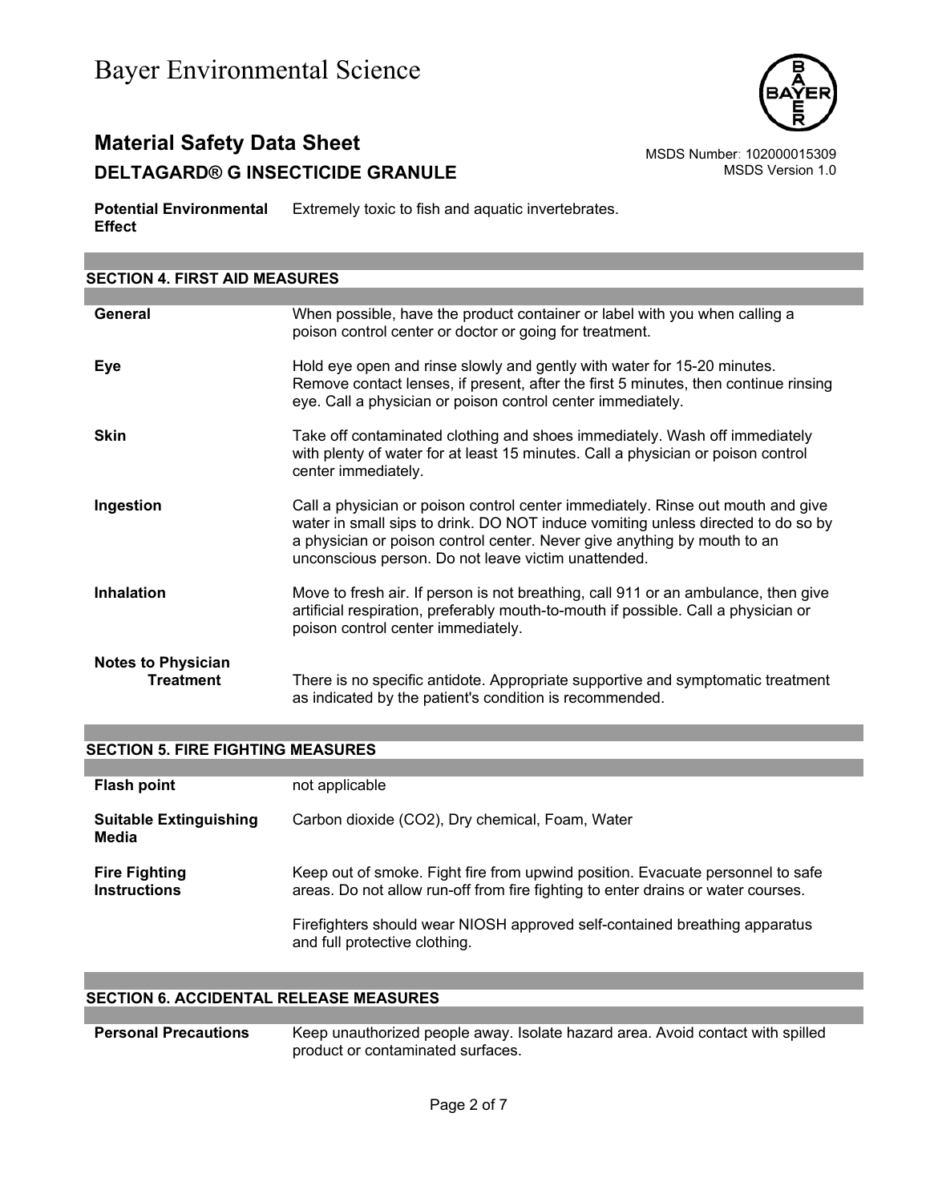**Potential Environmental Effect** | Extremely toxic to fish and aquatic invertebrates.

## SECTION 4. FIRST AID MEASURES

| | |
|---|---|
| **General** | When possible, have the product container or label with you when calling a poison control center or doctor or going for treatment. |
| **Eye** | Hold eye open and rinse slowly and gently with water for 15-20 minutes. Remove contact lenses, if present, after the first 5 minutes, then continue rinsing eye. Call a physician or poison control center immediately. |
| **Skin** | Take off contaminated clothing and shoes immediately. Wash off immediately with plenty of water for at least 15 minutes. Call a physician or poison control center immediately. |
| **Ingestion** | Call a physician or poison control center immediately. Rinse out mouth and give water in small sips to drink. DO NOT induce vomiting unless directed to do so by a physician or poison control center. Never give anything by mouth to an unconscious person. Do not leave victim unattended. |
| **Inhalation** | Move to fresh air. If person is not breathing, call 911 or an ambulance, then give artificial respiration, preferably mouth-to-mouth if possible. Call a physician or poison control center immediately. |

**Notes to Physician**

| | |
|---|---|
| **Treatment** | There is no specific antidote. Appropriate supportive and symptomatic treatment as indicated by the patient's condition is recommended. |

## SECTION 5. FIRE FIGHTING MEASURES

| | |
|---|---|
| **Flash point** | not applicable |
| **Suitable Extinguishing Media** | Carbon dioxide ($CO_2$), Dry chemical, Foam, Water |
| **Fire Fighting Instructions** | Keep out of smoke. Fight fire from upwind position. Evacuate personnel to safe areas. Do not allow run-off from fire fighting to enter drains or water courses.<br><br>Firefighters should wear NIOSH approved self-contained breathing apparatus and full protective clothing. |

## SECTION 6. ACCIDENTAL RELEASE MEASURES

| | |
|---|---|
| **Personal Precautions** | Keep unauthorized people away. Isolate hazard area. Avoid contact with spilled product or contaminated surfaces. |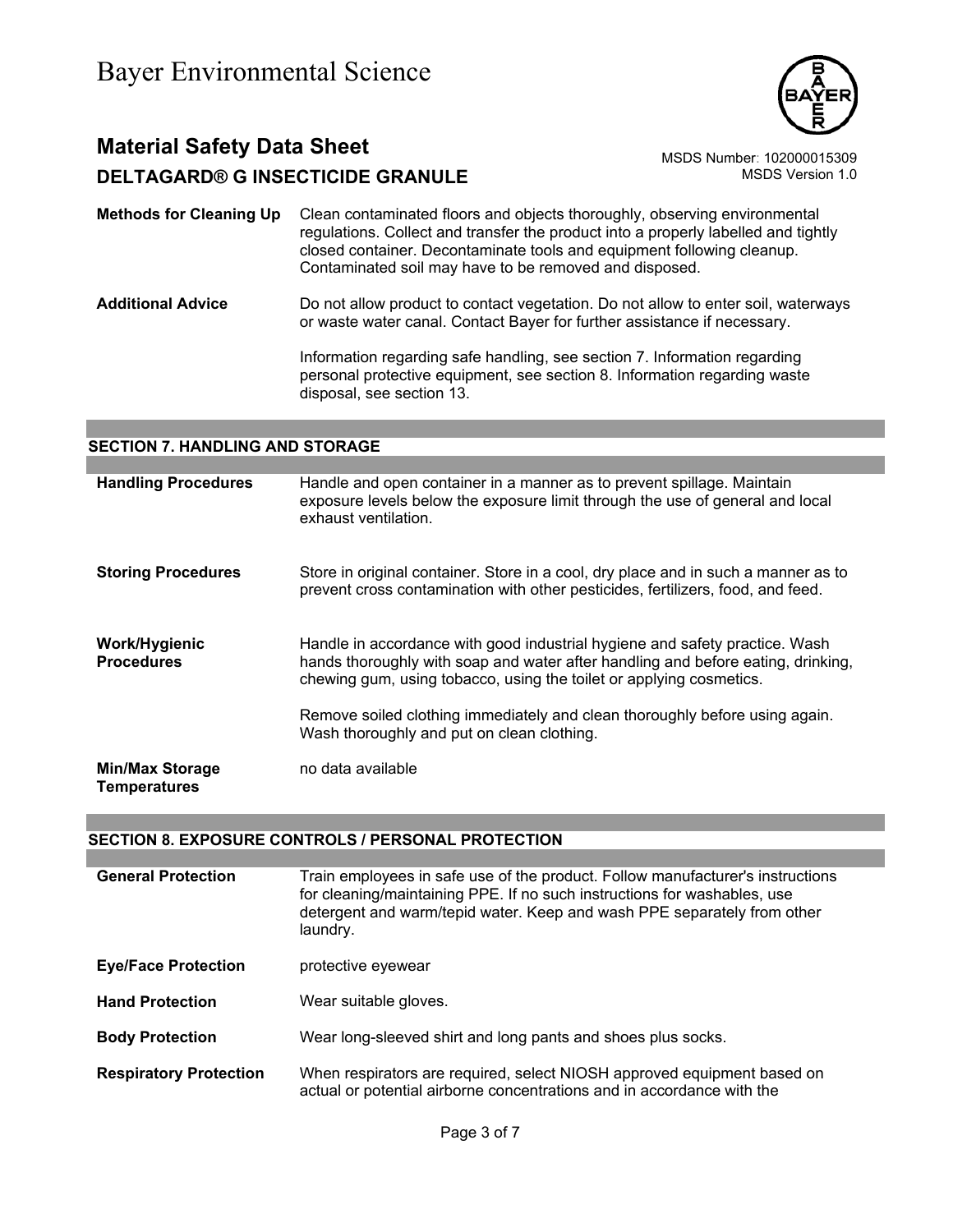**Methods for Cleaning Up** Clean contaminated floors and objects thoroughly, observing environmental regulations. Collect and transfer the product into a properly labelled and tightly closed container. Decontaminate tools and equipment following cleanup. Contaminated soil may have to be removed and disposed.

**Additional Advice** Do not allow product to contact vegetation. Do not allow to enter soil, waterways or waste water canal. Contact Bayer for further assistance if necessary.

Information regarding safe handling, see section 7. Information regarding personal protective equipment, see section 8. Information regarding waste disposal, see section 13.

## SECTION 7. HANDLING AND STORAGE

**Handling Procedures** Handle and open container in a manner as to prevent spillage. Maintain exposure levels below the exposure limit through the use of general and local exhaust ventilation.

**Storing Procedures** Store in original container. Store in a cool, dry place and in such a manner as to prevent cross contamination with other pesticides, fertilizers, food, and feed.

**Work/Hygienic Procedures** Handle in accordance with good industrial hygiene and safety practice. Wash hands thoroughly with soap and water after handling and before eating, drinking, chewing gum, using tobacco, using the toilet or applying cosmetics.

Remove soiled clothing immediately and clean thoroughly before using again. Wash thoroughly and put on clean clothing.

**Min/Max Storage Temperatures** no data available

## SECTION 8. EXPOSURE CONTROLS / PERSONAL PROTECTION

**General Protection** Train employees in safe use of the product. Follow manufacturer's instructions for cleaning/maintaining PPE. If no such instructions for washables, use detergent and warm/tepid water. Keep and wash PPE separately from other laundry.

**Eye/Face Protection** protective eyewear

**Hand Protection** Wear suitable gloves.

**Body Protection** Wear long-sleeved shirt and long pants and shoes plus socks.

**Respiratory Protection** When respirators are required, select NIOSH approved equipment based on actual or potential airborne concentrations and in accordance with the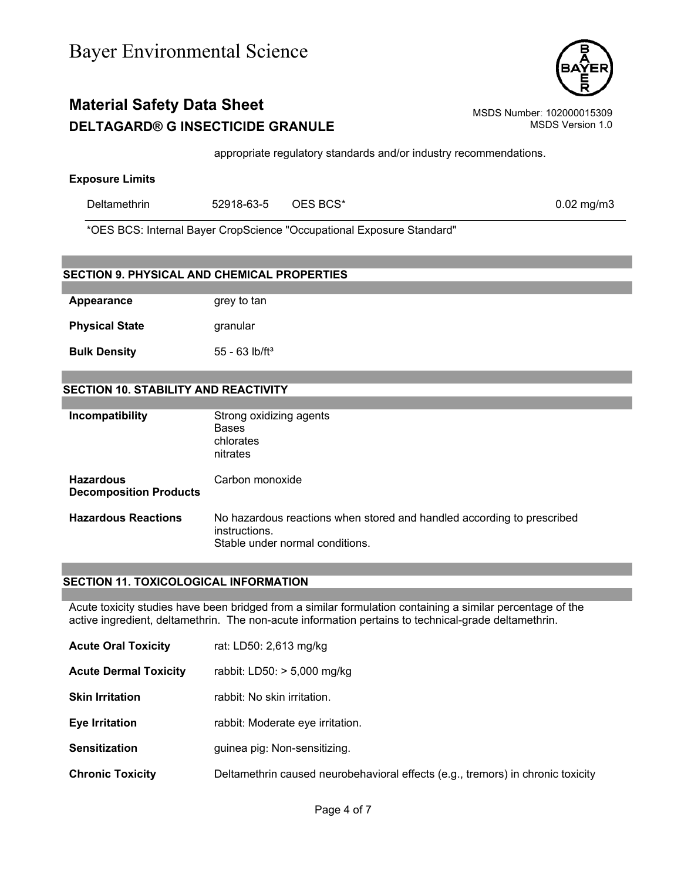appropriate regulatory standards and/or industry recommendations.

**Exposure Limits**

| | | | |
|---|---|---|---|
| Deltamethrin | 52918-63-5 | OES BCS* | 0.02 mg/m3 |

*OES BCS: Internal Bayer CropScience "Occupational Exposure Standard"

## SECTION 9. PHYSICAL AND CHEMICAL PROPERTIES

**Appearance** grey to tan

**Physical State** granular

**Bulk Density** 55 - 63 lb/ft³

## SECTION 10. STABILITY AND REACTIVITY

**Incompatibility** Strong oxidizing agents
Bases
chlorates
nitrates

**Hazardous Decomposition Products** Carbon monoxide

**Hazardous Reactions** No hazardous reactions when stored and handled according to prescribed instructions.
Stable under normal conditions.

## SECTION 11. TOXICOLOGICAL INFORMATION

Acute toxicity studies have been bridged from a similar formulation containing a similar percentage of the active ingredient, deltamethrin. The non-acute information pertains to technical-grade deltamethrin.

**Acute Oral Toxicity** rat: LD50: 2,613 mg/kg

**Acute Dermal Toxicity** rabbit: LD50: > 5,000 mg/kg

**Skin Irritation** rabbit: No skin irritation.

**Eye Irritation** rabbit: Moderate eye irritation.

**Sensitization** guinea pig: Non-sensitizing.

**Chronic Toxicity** Deltamethrin caused neurobehavioral effects (e.g., tremors) in chronic toxicity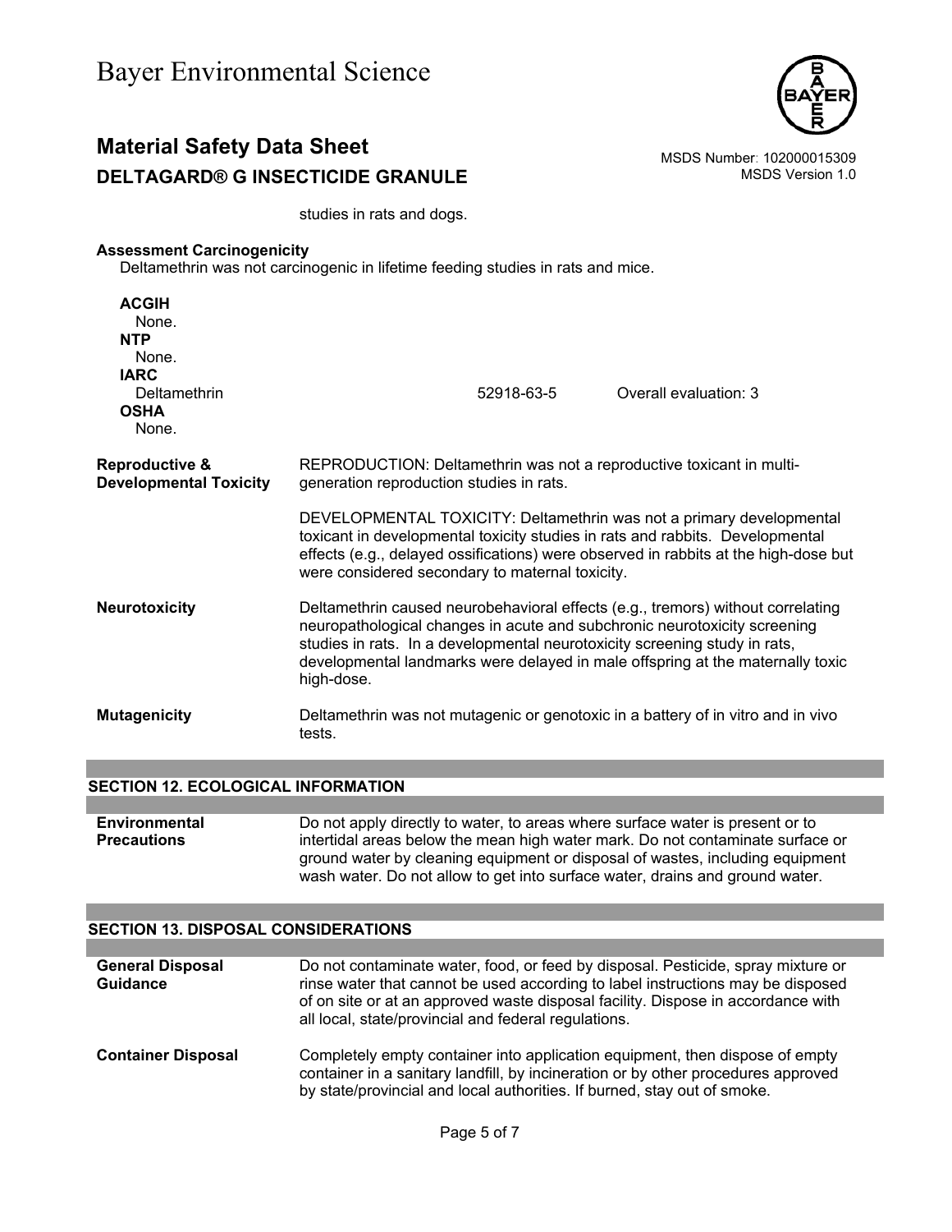studies in rats and dogs.

**Assessment Carcinogenicity**

Deltamethrin was not carcinogenic in lifetime feeding studies in rats and mice.

**ACGIH**
None.

**NTP**
None.

**IARC**

| | | |
|---|---|---|
| Deltamethrin | 52918-63-5 | Overall evaluation: 3 |

**OSHA**
None.

**Reproductive & Developmental Toxicity**

REPRODUCTION: Deltamethrin was not a reproductive toxicant in multi-generation reproduction studies in rats.

DEVELOPMENTAL TOXICITY: Deltamethrin was not a primary developmental toxicant in developmental toxicity studies in rats and rabbits. Developmental effects (e.g., delayed ossifications) were observed in rabbits at the high-dose but were considered secondary to maternal toxicity.

**Neurotoxicity**

Deltamethrin caused neurobehavioral effects (e.g., tremors) without correlating neuropathological changes in acute and subchronic neurotoxicity screening studies in rats. In a developmental neurotoxicity screening study in rats, developmental landmarks were delayed in male offspring at the maternally toxic high-dose.

**Mutagenicity**

Deltamethrin was not mutagenic or genotoxic in a battery of in vitro and in vivo tests.

## SECTION 12. ECOLOGICAL INFORMATION

**Environmental Precautions**

Do not apply directly to water, to areas where surface water is present or to intertidal areas below the mean high water mark. Do not contaminate surface or ground water by cleaning equipment or disposal of wastes, including equipment wash water. Do not allow to get into surface water, drains and ground water.

## SECTION 13. DISPOSAL CONSIDERATIONS

**General Disposal Guidance**

Do not contaminate water, food, or feed by disposal. Pesticide, spray mixture or rinse water that cannot be used according to label instructions may be disposed of on site or at an approved waste disposal facility. Dispose in accordance with all local, state/provincial and federal regulations.

**Container Disposal**

Completely empty container into application equipment, then dispose of empty container in a sanitary landfill, by incineration or by other procedures approved by state/provincial and local authorities. If burned, stay out of smoke.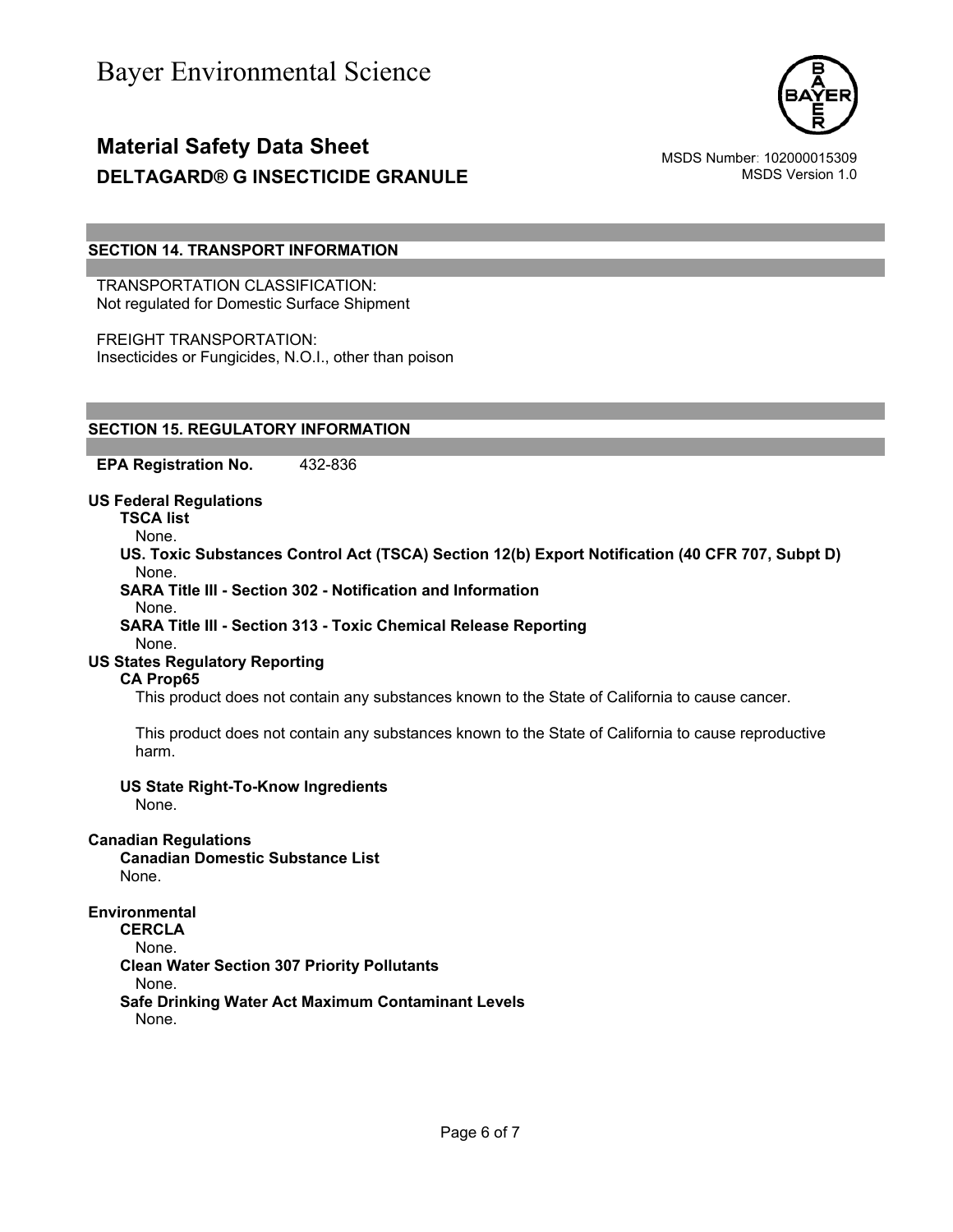## SECTION 14. TRANSPORT INFORMATION

TRANSPORTATION CLASSIFICATION:
Not regulated for Domestic Surface Shipment

FREIGHT TRANSPORTATION:
Insecticides or Fungicides, N.O.I., other than poison

## SECTION 15. REGULATORY INFORMATION

**EPA Registration No.** 432-836

**US Federal Regulations**

**TSCA list**
None.

**US. Toxic Substances Control Act (TSCA) Section 12(b) Export Notification (40 CFR 707, Subpt D)**
None.

**SARA Title III - Section 302 - Notification and Information**
None.

**SARA Title III - Section 313 - Toxic Chemical Release Reporting**
None.

**US States Regulatory Reporting**

**CA Prop65**
This product does not contain any substances known to the State of California to cause cancer.

This product does not contain any substances known to the State of California to cause reproductive harm.

**US State Right-To-Know Ingredients**
None.

**Canadian Regulations**

**Canadian Domestic Substance List**
None.

**Environmental**

**CERCLA**
None.

**Clean Water Section 307 Priority Pollutants**
None.

**Safe Drinking Water Act Maximum Contaminant Levels**
None.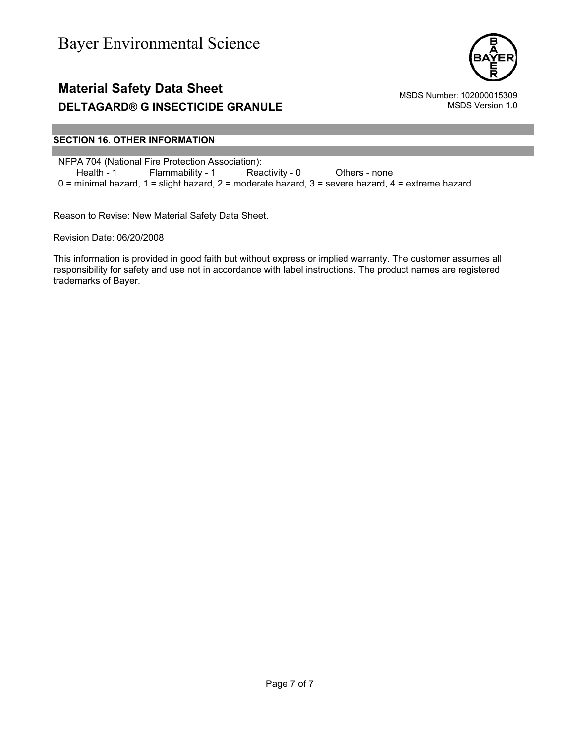## SECTION 16. OTHER INFORMATION

NFPA 704 (National Fire Protection Association):

Health - 1    Flammability - 1    Reactivity - 0    Others - none

0 = minimal hazard, 1 = slight hazard, 2 = moderate hazard, 3 = severe hazard, 4 = extreme hazard

Reason to Revise: New Material Safety Data Sheet.

Revision Date: 06/20/2008

This information is provided in good faith but without express or implied warranty. The customer assumes all responsibility for safety and use not in accordance with label instructions. The product names are registered trademarks of Bayer.